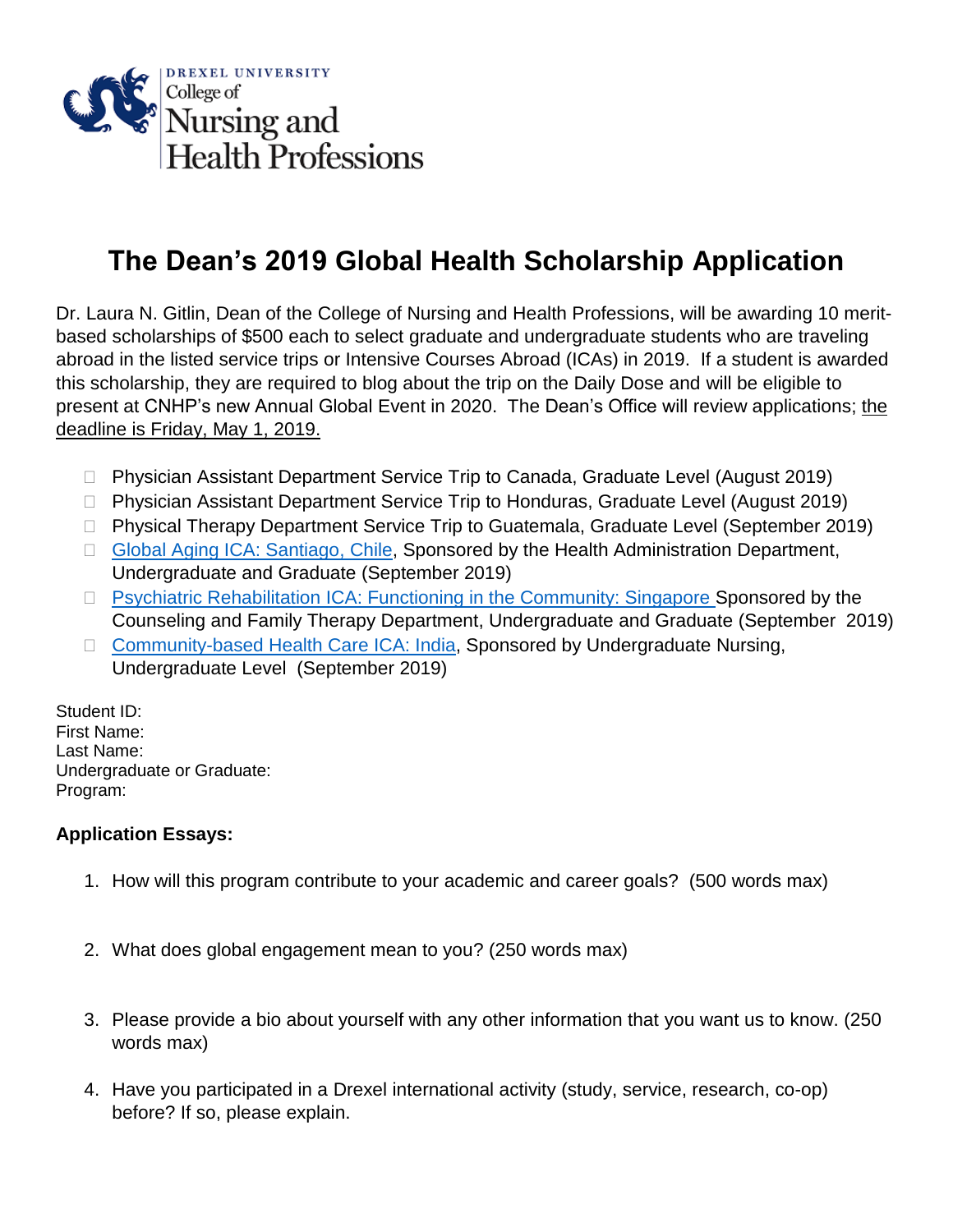DREXEL UNIVERSITY
College of
Nursing and
Health Professions

# The Dean's 2019 Global Health Scholarship Application

Dr. Laura N. Gitlin, Dean of the College of Nursing and Health Professions, will be awarding 10 merit-based scholarships of $500 each to select graduate and undergraduate students who are traveling abroad in the listed service trips or Intensive Courses Abroad (ICAs) in 2019. If a student is awarded this scholarship, they are required to blog about the trip on the Daily Dose and will be eligible to present at CNHP's new Annual Global Event in 2020. The Dean's Office will review applications; <u>the deadline is Friday, May 1, 2019.</u>

- ☐ Physician Assistant Department Service Trip to Canada, Graduate Level (August 2019)
- ☐ Physician Assistant Department Service Trip to Honduras, Graduate Level (August 2019)
- ☐ Physical Therapy Department Service Trip to Guatemala, Graduate Level (September 2019)
- ☐ Global Aging ICA: Santiago, Chile, Sponsored by the Health Administration Department, Undergraduate and Graduate (September 2019)
- ☐ Psychiatric Rehabilitation ICA: Functioning in the Community: Singapore Sponsored by the Counseling and Family Therapy Department, Undergraduate and Graduate (September 2019)
- ☐ Community-based Health Care ICA: India, Sponsored by Undergraduate Nursing, Undergraduate Level (September 2019)

Student ID:
First Name:
Last Name:
Undergraduate or Graduate:
Program:

**Application Essays:**

1. How will this program contribute to your academic and career goals? (500 words max)

2. What does global engagement mean to you? (250 words max)

3. Please provide a bio about yourself with any other information that you want us to know. (250 words max)

4. Have you participated in a Drexel international activity (study, service, research, co-op) before? If so, please explain.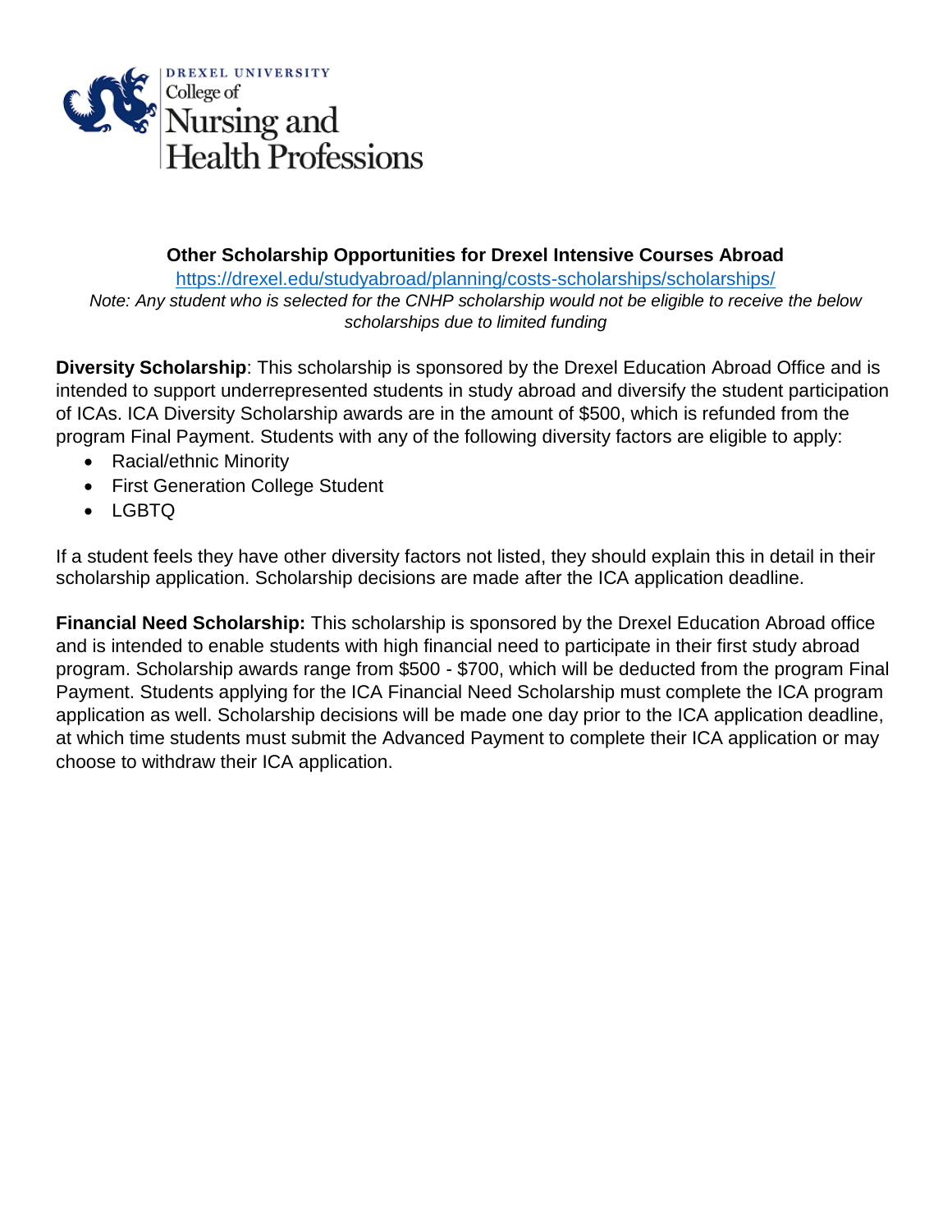DREXEL UNIVERSITY
College of
Nursing and
Health Professions

## Other Scholarship Opportunities for Drexel Intensive Courses Abroad

https://drexel.edu/studyabroad/planning/costs-scholarships/scholarships/

*Note: Any student who is selected for the CNHP scholarship would not be eligible to receive the below scholarships due to limited funding*

**Diversity Scholarship**: This scholarship is sponsored by the Drexel Education Abroad Office and is intended to support underrepresented students in study abroad and diversify the student participation of ICAs. ICA Diversity Scholarship awards are in the amount of $500, which is refunded from the program Final Payment. Students with any of the following diversity factors are eligible to apply:

- Racial/ethnic Minority
- First Generation College Student
- LGBTQ

If a student feels they have other diversity factors not listed, they should explain this in detail in their scholarship application. Scholarship decisions are made after the ICA application deadline.

**Financial Need Scholarship:** This scholarship is sponsored by the Drexel Education Abroad office and is intended to enable students with high financial need to participate in their first study abroad program. Scholarship awards range from $500 - $700, which will be deducted from the program Final Payment. Students applying for the ICA Financial Need Scholarship must complete the ICA program application as well. Scholarship decisions will be made one day prior to the ICA application deadline, at which time students must submit the Advanced Payment to complete their ICA application or may choose to withdraw their ICA application.